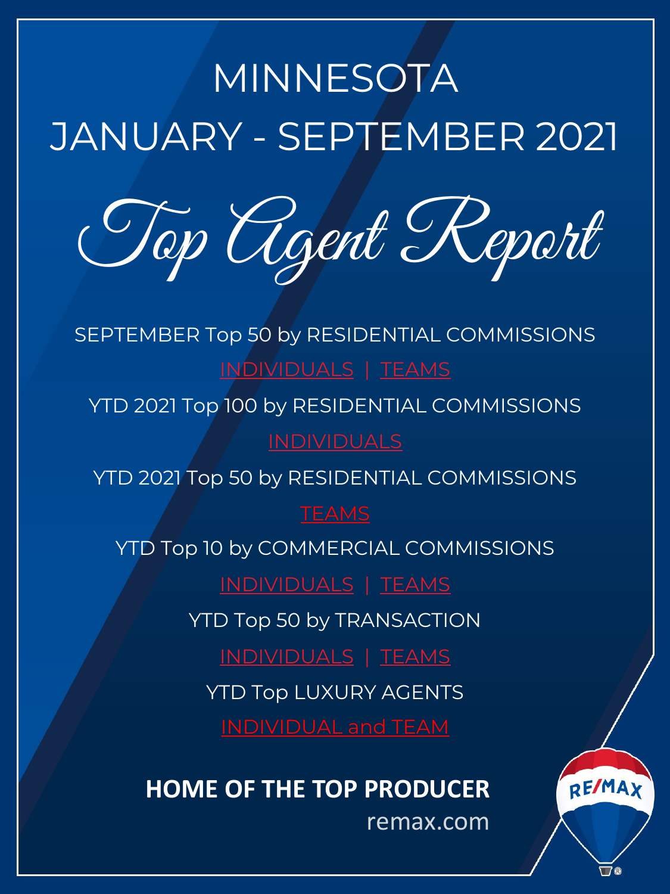# MINNESOTA
# JANUARY - SEPTEMBER 2021

# Top Agent Report

SEPTEMBER Top 50 by RESIDENTIAL COMMISSIONS

INDIVIDUALS | TEAMS

YTD 2021 Top 100 by RESIDENTIAL COMMISSIONS

INDIVIDUALS

YTD 2021 Top 50 by RESIDENTIAL COMMISSIONS

TEAMS

YTD Top 10 by COMMERCIAL COMMISSIONS

INDIVIDUALS | TEAMS

YTD Top 50 by TRANSACTION

INDIVIDUALS | TEAMS

YTD Top LUXURY AGENTS

INDIVIDUAL and TEAM

**HOME OF THE TOP PRODUCER**

remax.com

RE/MAX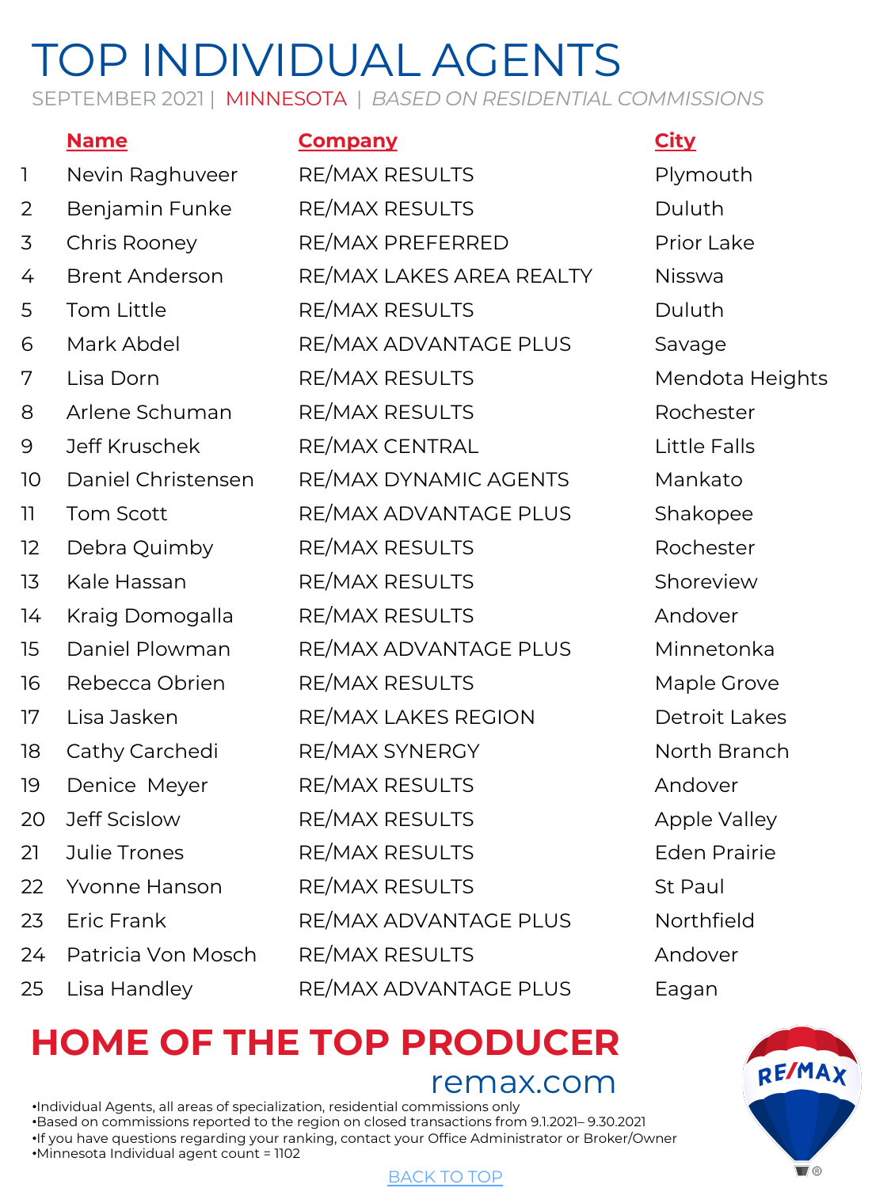# TOP INDIVIDUAL AGENTS

SEPTEMBER 2021 | MINNESOTA | *BASED ON RESIDENTIAL COMMISSIONS*

| | Name | Company | City |
|---|---|---|---|
| 1 | Nevin Raghuveer | RE/MAX RESULTS | Plymouth |
| 2 | Benjamin Funke | RE/MAX RESULTS | Duluth |
| 3 | Chris Rooney | RE/MAX PREFERRED | Prior Lake |
| 4 | Brent Anderson | RE/MAX LAKES AREA REALTY | Nisswa |
| 5 | Tom Little | RE/MAX RESULTS | Duluth |
| 6 | Mark Abdel | RE/MAX ADVANTAGE PLUS | Savage |
| 7 | Lisa Dorn | RE/MAX RESULTS | Mendota Heights |
| 8 | Arlene Schuman | RE/MAX RESULTS | Rochester |
| 9 | Jeff Kruschek | RE/MAX CENTRAL | Little Falls |
| 10 | Daniel Christensen | RE/MAX DYNAMIC AGENTS | Mankato |
| 11 | Tom Scott | RE/MAX ADVANTAGE PLUS | Shakopee |
| 12 | Debra Quimby | RE/MAX RESULTS | Rochester |
| 13 | Kale Hassan | RE/MAX RESULTS | Shoreview |
| 14 | Kraig Domogalla | RE/MAX RESULTS | Andover |
| 15 | Daniel Plowman | RE/MAX ADVANTAGE PLUS | Minnetonka |
| 16 | Rebecca Obrien | RE/MAX RESULTS | Maple Grove |
| 17 | Lisa Jasken | RE/MAX LAKES REGION | Detroit Lakes |
| 18 | Cathy Carchedi | RE/MAX SYNERGY | North Branch |
| 19 | Denice Meyer | RE/MAX RESULTS | Andover |
| 20 | Jeff Scislow | RE/MAX RESULTS | Apple Valley |
| 21 | Julie Trones | RE/MAX RESULTS | Eden Prairie |
| 22 | Yvonne Hanson | RE/MAX RESULTS | St Paul |
| 23 | Eric Frank | RE/MAX ADVANTAGE PLUS | Northfield |
| 24 | Patricia Von Mosch | RE/MAX RESULTS | Andover |
| 25 | Lisa Handley | RE/MAX ADVANTAGE PLUS | Eagan |

## HOME OF THE TOP PRODUCER

remax.com

- Individual Agents, all areas of specialization, residential commissions only
- Based on commissions reported to the region on closed transactions from 9.1.2021– 9.30.2021
- If you have questions regarding your ranking, contact your Office Administrator or Broker/Owner
- Minnesota Individual agent count = 1102

BACK TO TOP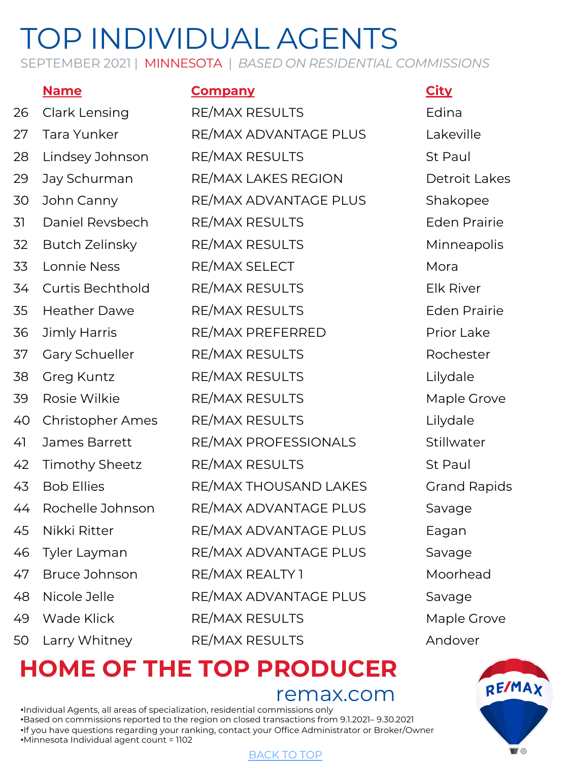# TOP INDIVIDUAL AGENTS

SEPTEMBER 2021 | MINNESOTA | *BASED ON RESIDENTIAL COMMISSIONS*

| | Name | Company | City |
|---|---|---|---|
| 26 | Clark Lensing | RE/MAX RESULTS | Edina |
| 27 | Tara Yunker | RE/MAX ADVANTAGE PLUS | Lakeville |
| 28 | Lindsey Johnson | RE/MAX RESULTS | St Paul |
| 29 | Jay Schurman | RE/MAX LAKES REGION | Detroit Lakes |
| 30 | John Canny | RE/MAX ADVANTAGE PLUS | Shakopee |
| 31 | Daniel Revsbech | RE/MAX RESULTS | Eden Prairie |
| 32 | Butch Zelinsky | RE/MAX RESULTS | Minneapolis |
| 33 | Lonnie Ness | RE/MAX SELECT | Mora |
| 34 | Curtis Bechthold | RE/MAX RESULTS | Elk River |
| 35 | Heather Dawe | RE/MAX RESULTS | Eden Prairie |
| 36 | Jimly Harris | RE/MAX PREFERRED | Prior Lake |
| 37 | Gary Schueller | RE/MAX RESULTS | Rochester |
| 38 | Greg Kuntz | RE/MAX RESULTS | Lilydale |
| 39 | Rosie Wilkie | RE/MAX RESULTS | Maple Grove |
| 40 | Christopher Ames | RE/MAX RESULTS | Lilydale |
| 41 | James Barrett | RE/MAX PROFESSIONALS | Stillwater |
| 42 | Timothy Sheetz | RE/MAX RESULTS | St Paul |
| 43 | Bob Ellies | RE/MAX THOUSAND LAKES | Grand Rapids |
| 44 | Rochelle Johnson | RE/MAX ADVANTAGE PLUS | Savage |
| 45 | Nikki Ritter | RE/MAX ADVANTAGE PLUS | Eagan |
| 46 | Tyler Layman | RE/MAX ADVANTAGE PLUS | Savage |
| 47 | Bruce Johnson | RE/MAX REALTY 1 | Moorhead |
| 48 | Nicole Jelle | RE/MAX ADVANTAGE PLUS | Savage |
| 49 | Wade Klick | RE/MAX RESULTS | Maple Grove |
| 50 | Larry Whitney | RE/MAX RESULTS | Andover |

## HOME OF THE TOP PRODUCER

remax.com

- Individual Agents, all areas of specialization, residential commissions only
- Based on commissions reported to the region on closed transactions from 9.1.2021– 9.30.2021
- If you have questions regarding your ranking, contact your Office Administrator or Broker/Owner
- Minnesota Individual agent count = 1102

BACK TO TOP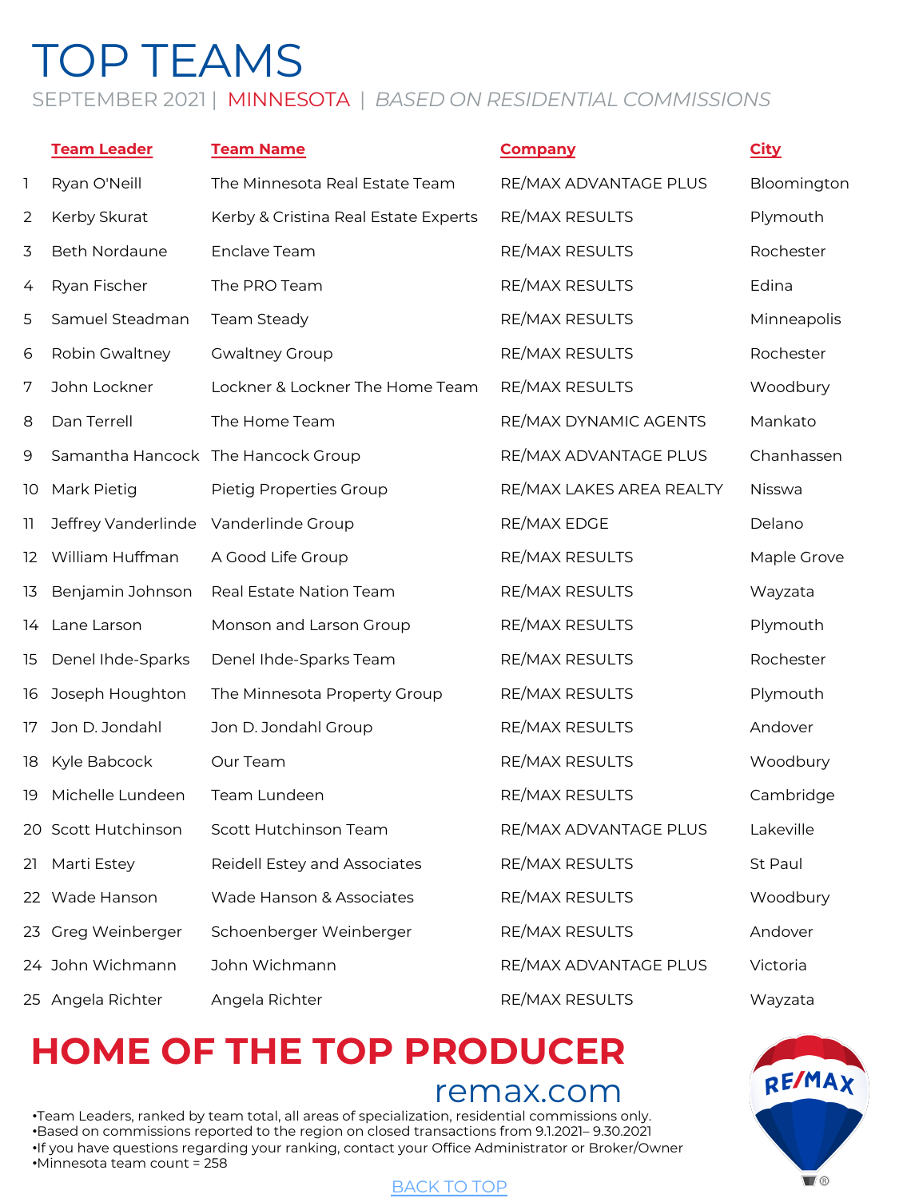# TOP TEAMS

SEPTEMBER 2021 | MINNESOTA | *BASED ON RESIDENTIAL COMMISSIONS*

| | Team Leader | Team Name | Company | City |
|---|---|---|---|---|
| 1 | Ryan O'Neill | The Minnesota Real Estate Team | RE/MAX ADVANTAGE PLUS | Bloomington |
| 2 | Kerby Skurat | Kerby & Cristina Real Estate Experts | RE/MAX RESULTS | Plymouth |
| 3 | Beth Nordaune | Enclave Team | RE/MAX RESULTS | Rochester |
| 4 | Ryan Fischer | The PRO Team | RE/MAX RESULTS | Edina |
| 5 | Samuel Steadman | Team Steady | RE/MAX RESULTS | Minneapolis |
| 6 | Robin Gwaltney | Gwaltney Group | RE/MAX RESULTS | Rochester |
| 7 | John Lockner | Lockner & Lockner The Home Team | RE/MAX RESULTS | Woodbury |
| 8 | Dan Terrell | The Home Team | RE/MAX DYNAMIC AGENTS | Mankato |
| 9 | Samantha Hancock | The Hancock Group | RE/MAX ADVANTAGE PLUS | Chanhassen |
| 10 | Mark Pietig | Pietig Properties Group | RE/MAX LAKES AREA REALTY | Nisswa |
| 11 | Jeffrey Vanderlinde | Vanderlinde Group | RE/MAX EDGE | Delano |
| 12 | William Huffman | A Good Life Group | RE/MAX RESULTS | Maple Grove |
| 13 | Benjamin Johnson | Real Estate Nation Team | RE/MAX RESULTS | Wayzata |
| 14 | Lane Larson | Monson and Larson Group | RE/MAX RESULTS | Plymouth |
| 15 | Denel Ihde-Sparks | Denel Ihde-Sparks Team | RE/MAX RESULTS | Rochester |
| 16 | Joseph Houghton | The Minnesota Property Group | RE/MAX RESULTS | Plymouth |
| 17 | Jon D. Jondahl | Jon D. Jondahl Group | RE/MAX RESULTS | Andover |
| 18 | Kyle Babcock | Our Team | RE/MAX RESULTS | Woodbury |
| 19 | Michelle Lundeen | Team Lundeen | RE/MAX RESULTS | Cambridge |
| 20 | Scott Hutchinson | Scott Hutchinson Team | RE/MAX ADVANTAGE PLUS | Lakeville |
| 21 | Marti Estey | Reidell Estey and Associates | RE/MAX RESULTS | St Paul |
| 22 | Wade Hanson | Wade Hanson & Associates | RE/MAX RESULTS | Woodbury |
| 23 | Greg Weinberger | Schoenberger Weinberger | RE/MAX RESULTS | Andover |
| 24 | John Wichmann | John Wichmann | RE/MAX ADVANTAGE PLUS | Victoria |
| 25 | Angela Richter | Angela Richter | RE/MAX RESULTS | Wayzata |

## HOME OF THE TOP PRODUCER

remax.com

- Team Leaders, ranked by team total, all areas of specialization, residential commissions only.
- Based on commissions reported to the region on closed transactions from 9.1.2021– 9.30.2021
- If you have questions regarding your ranking, contact your Office Administrator or Broker/Owner
- Minnesota team count = 258

BACK TO TOP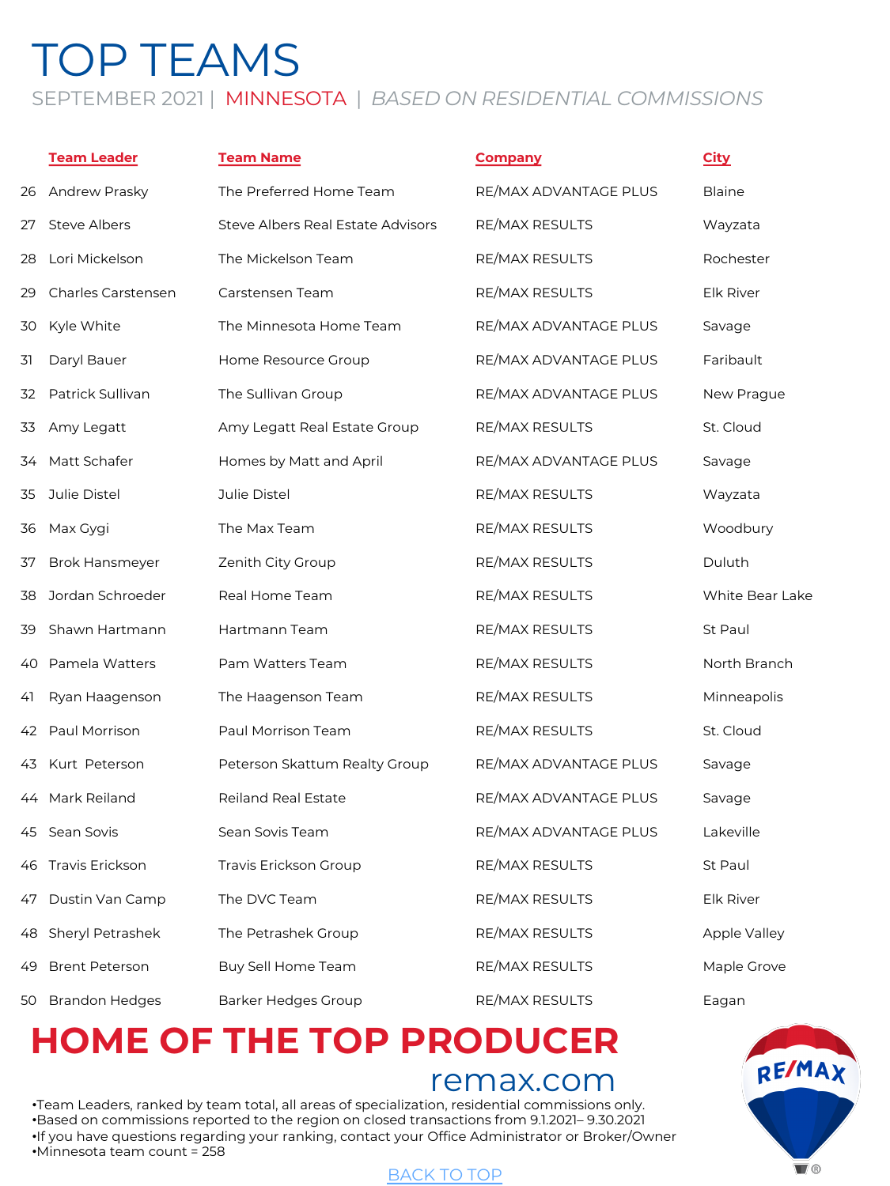# TOP TEAMS

SEPTEMBER 2021 | MINNESOTA | *BASED ON RESIDENTIAL COMMISSIONS*

| | Team Leader | Team Name | Company | City |
|---|---|---|---|---|
| 26 | Andrew Prasky | The Preferred Home Team | RE/MAX ADVANTAGE PLUS | Blaine |
| 27 | Steve Albers | Steve Albers Real Estate Advisors | RE/MAX RESULTS | Wayzata |
| 28 | Lori Mickelson | The Mickelson Team | RE/MAX RESULTS | Rochester |
| 29 | Charles Carstensen | Carstensen Team | RE/MAX RESULTS | Elk River |
| 30 | Kyle White | The Minnesota Home Team | RE/MAX ADVANTAGE PLUS | Savage |
| 31 | Daryl Bauer | Home Resource Group | RE/MAX ADVANTAGE PLUS | Faribault |
| 32 | Patrick Sullivan | The Sullivan Group | RE/MAX ADVANTAGE PLUS | New Prague |
| 33 | Amy Legatt | Amy Legatt Real Estate Group | RE/MAX RESULTS | St. Cloud |
| 34 | Matt Schafer | Homes by Matt and April | RE/MAX ADVANTAGE PLUS | Savage |
| 35 | Julie Distel | Julie Distel | RE/MAX RESULTS | Wayzata |
| 36 | Max Gygi | The Max Team | RE/MAX RESULTS | Woodbury |
| 37 | Brok Hansmeyer | Zenith City Group | RE/MAX RESULTS | Duluth |
| 38 | Jordan Schroeder | Real Home Team | RE/MAX RESULTS | White Bear Lake |
| 39 | Shawn Hartmann | Hartmann Team | RE/MAX RESULTS | St Paul |
| 40 | Pamela Watters | Pam Watters Team | RE/MAX RESULTS | North Branch |
| 41 | Ryan Haagenson | The Haagenson Team | RE/MAX RESULTS | Minneapolis |
| 42 | Paul Morrison | Paul Morrison Team | RE/MAX RESULTS | St. Cloud |
| 43 | Kurt Peterson | Peterson Skattum Realty Group | RE/MAX ADVANTAGE PLUS | Savage |
| 44 | Mark Reiland | Reiland Real Estate | RE/MAX ADVANTAGE PLUS | Savage |
| 45 | Sean Sovis | Sean Sovis Team | RE/MAX ADVANTAGE PLUS | Lakeville |
| 46 | Travis Erickson | Travis Erickson Group | RE/MAX RESULTS | St Paul |
| 47 | Dustin Van Camp | The DVC Team | RE/MAX RESULTS | Elk River |
| 48 | Sheryl Petrashek | The Petrashek Group | RE/MAX RESULTS | Apple Valley |
| 49 | Brent Peterson | Buy Sell Home Team | RE/MAX RESULTS | Maple Grove |
| 50 | Brandon Hedges | Barker Hedges Group | RE/MAX RESULTS | Eagan |

**HOME OF THE TOP PRODUCER**

remax.com

- Team Leaders, ranked by team total, all areas of specialization, residential commissions only.
- Based on commissions reported to the region on closed transactions from 9.1.2021– 9.30.2021
- If you have questions regarding your ranking, contact your Office Administrator or Broker/Owner
- Minnesota team count = 258

BACK TO TOP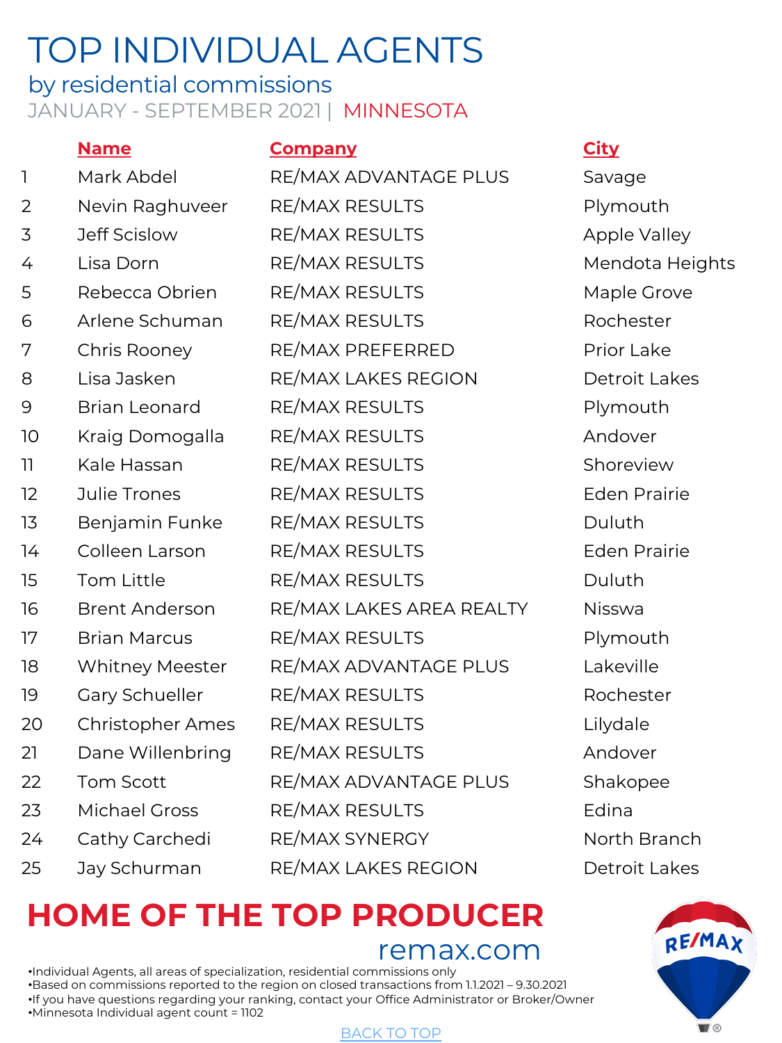# TOP INDIVIDUAL AGENTS

## by residential commissions

JANUARY - SEPTEMBER 2021 | MINNESOTA

| | Name | Company | City |
|---|---|---|---|
| 1 | Mark Abdel | RE/MAX ADVANTAGE PLUS | Savage |
| 2 | Nevin Raghuveer | RE/MAX RESULTS | Plymouth |
| 3 | Jeff Scislow | RE/MAX RESULTS | Apple Valley |
| 4 | Lisa Dorn | RE/MAX RESULTS | Mendota Heights |
| 5 | Rebecca Obrien | RE/MAX RESULTS | Maple Grove |
| 6 | Arlene Schuman | RE/MAX RESULTS | Rochester |
| 7 | Chris Rooney | RE/MAX PREFERRED | Prior Lake |
| 8 | Lisa Jasken | RE/MAX LAKES REGION | Detroit Lakes |
| 9 | Brian Leonard | RE/MAX RESULTS | Plymouth |
| 10 | Kraig Domogalla | RE/MAX RESULTS | Andover |
| 11 | Kale Hassan | RE/MAX RESULTS | Shoreview |
| 12 | Julie Trones | RE/MAX RESULTS | Eden Prairie |
| 13 | Benjamin Funke | RE/MAX RESULTS | Duluth |
| 14 | Colleen Larson | RE/MAX RESULTS | Eden Prairie |
| 15 | Tom Little | RE/MAX RESULTS | Duluth |
| 16 | Brent Anderson | RE/MAX LAKES AREA REALTY | Nisswa |
| 17 | Brian Marcus | RE/MAX RESULTS | Plymouth |
| 18 | Whitney Meester | RE/MAX ADVANTAGE PLUS | Lakeville |
| 19 | Gary Schueller | RE/MAX RESULTS | Rochester |
| 20 | Christopher Ames | RE/MAX RESULTS | Lilydale |
| 21 | Dane Willenbring | RE/MAX RESULTS | Andover |
| 22 | Tom Scott | RE/MAX ADVANTAGE PLUS | Shakopee |
| 23 | Michael Gross | RE/MAX RESULTS | Edina |
| 24 | Cathy Carchedi | RE/MAX SYNERGY | North Branch |
| 25 | Jay Schurman | RE/MAX LAKES REGION | Detroit Lakes |

**HOME OF THE TOP PRODUCER**

remax.com

- Individual Agents, all areas of specialization, residential commissions only
- Based on commissions reported to the region on closed transactions from 1.1.2021 – 9.30.2021
- If you have questions regarding your ranking, contact your Office Administrator or Broker/Owner
- Minnesota Individual agent count = 1102

BACK TO TOP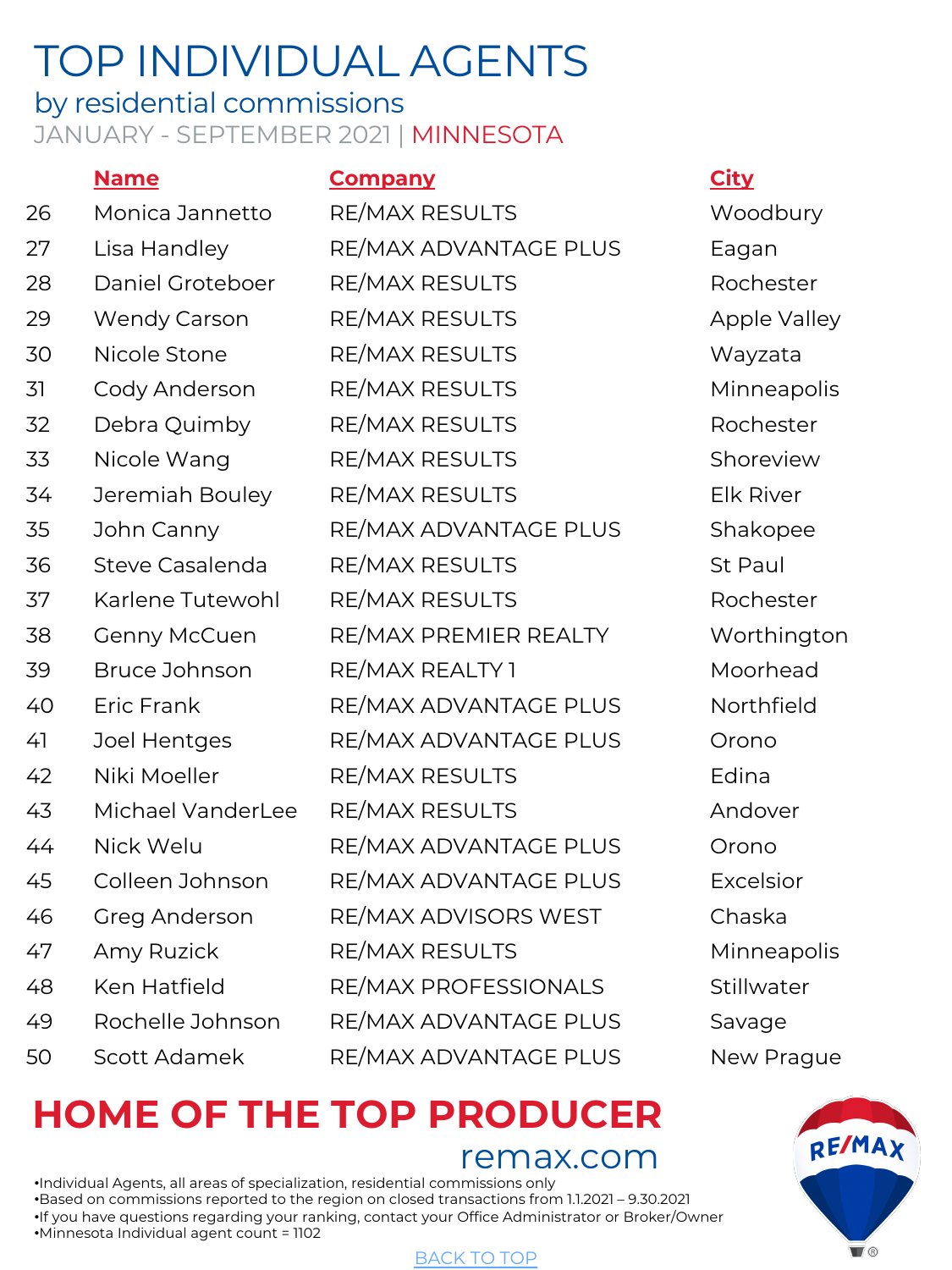# TOP INDIVIDUAL AGENTS

## by residential commissions

JANUARY - SEPTEMBER 2021 | MINNESOTA

| | Name | Company | City |
|---|---|---|---|
| 26 | Monica Jannetto | RE/MAX RESULTS | Woodbury |
| 27 | Lisa Handley | RE/MAX ADVANTAGE PLUS | Eagan |
| 28 | Daniel Groteboer | RE/MAX RESULTS | Rochester |
| 29 | Wendy Carson | RE/MAX RESULTS | Apple Valley |
| 30 | Nicole Stone | RE/MAX RESULTS | Wayzata |
| 31 | Cody Anderson | RE/MAX RESULTS | Minneapolis |
| 32 | Debra Quimby | RE/MAX RESULTS | Rochester |
| 33 | Nicole Wang | RE/MAX RESULTS | Shoreview |
| 34 | Jeremiah Bouley | RE/MAX RESULTS | Elk River |
| 35 | John Canny | RE/MAX ADVANTAGE PLUS | Shakopee |
| 36 | Steve Casalenda | RE/MAX RESULTS | St Paul |
| 37 | Karlene Tutewohl | RE/MAX RESULTS | Rochester |
| 38 | Genny McCuen | RE/MAX PREMIER REALTY | Worthington |
| 39 | Bruce Johnson | RE/MAX REALTY 1 | Moorhead |
| 40 | Eric Frank | RE/MAX ADVANTAGE PLUS | Northfield |
| 41 | Joel Hentges | RE/MAX ADVANTAGE PLUS | Orono |
| 42 | Niki Moeller | RE/MAX RESULTS | Edina |
| 43 | Michael VanderLee | RE/MAX RESULTS | Andover |
| 44 | Nick Welu | RE/MAX ADVANTAGE PLUS | Orono |
| 45 | Colleen Johnson | RE/MAX ADVANTAGE PLUS | Excelsior |
| 46 | Greg Anderson | RE/MAX ADVISORS WEST | Chaska |
| 47 | Amy Ruzick | RE/MAX RESULTS | Minneapolis |
| 48 | Ken Hatfield | RE/MAX PROFESSIONALS | Stillwater |
| 49 | Rochelle Johnson | RE/MAX ADVANTAGE PLUS | Savage |
| 50 | Scott Adamek | RE/MAX ADVANTAGE PLUS | New Prague |

**HOME OF THE TOP PRODUCER**

remax.com

- Individual Agents, all areas of specialization, residential commissions only
- Based on commissions reported to the region on closed transactions from 1.1.2021 – 9.30.2021
- If you have questions regarding your ranking, contact your Office Administrator or Broker/Owner
- Minnesota Individual agent count = 1102

BACK TO TOP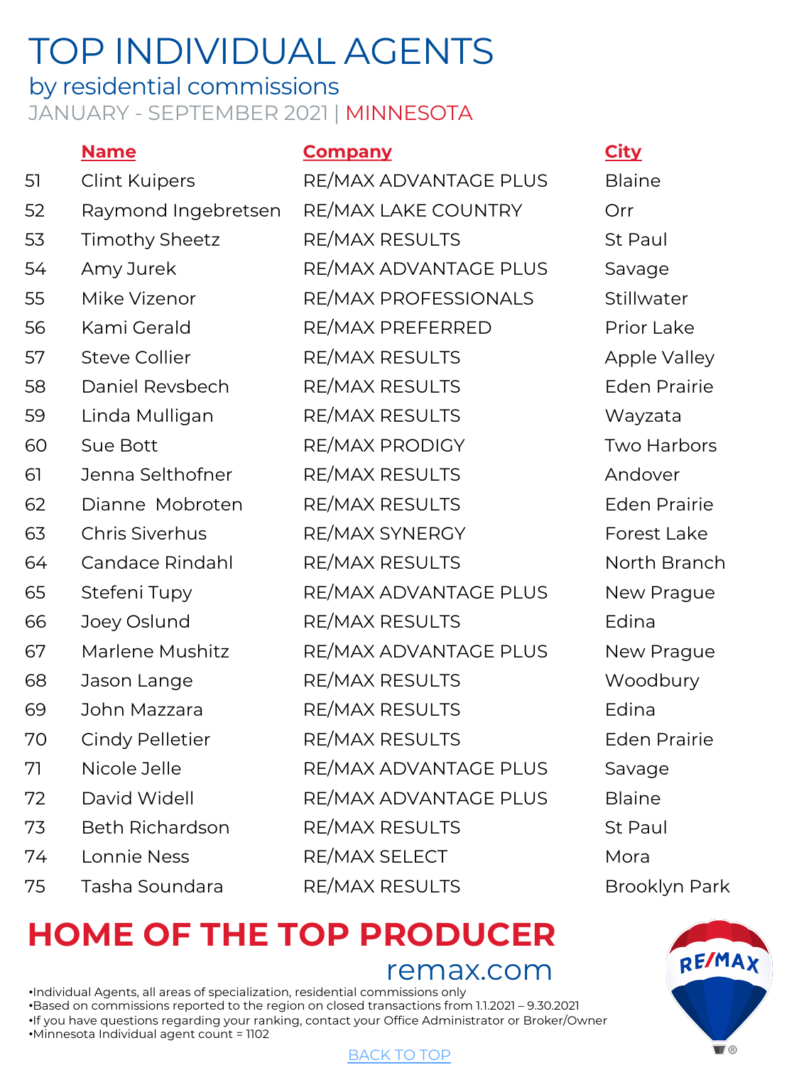# TOP INDIVIDUAL AGENTS

## by residential commissions

JANUARY - SEPTEMBER 2021 | MINNESOTA

| | Name | Company | City |
|---|---|---|---|
| 51 | Clint Kuipers | RE/MAX ADVANTAGE PLUS | Blaine |
| 52 | Raymond Ingebretsen | RE/MAX LAKE COUNTRY | Orr |
| 53 | Timothy Sheetz | RE/MAX RESULTS | St Paul |
| 54 | Amy Jurek | RE/MAX ADVANTAGE PLUS | Savage |
| 55 | Mike Vizenor | RE/MAX PROFESSIONALS | Stillwater |
| 56 | Kami Gerald | RE/MAX PREFERRED | Prior Lake |
| 57 | Steve Collier | RE/MAX RESULTS | Apple Valley |
| 58 | Daniel Revsbech | RE/MAX RESULTS | Eden Prairie |
| 59 | Linda Mulligan | RE/MAX RESULTS | Wayzata |
| 60 | Sue Bott | RE/MAX PRODIGY | Two Harbors |
| 61 | Jenna Selthofner | RE/MAX RESULTS | Andover |
| 62 | Dianne Mobroten | RE/MAX RESULTS | Eden Prairie |
| 63 | Chris Siverhus | RE/MAX SYNERGY | Forest Lake |
| 64 | Candace Rindahl | RE/MAX RESULTS | North Branch |
| 65 | Stefeni Tupy | RE/MAX ADVANTAGE PLUS | New Prague |
| 66 | Joey Oslund | RE/MAX RESULTS | Edina |
| 67 | Marlene Mushitz | RE/MAX ADVANTAGE PLUS | New Prague |
| 68 | Jason Lange | RE/MAX RESULTS | Woodbury |
| 69 | John Mazzara | RE/MAX RESULTS | Edina |
| 70 | Cindy Pelletier | RE/MAX RESULTS | Eden Prairie |
| 71 | Nicole Jelle | RE/MAX ADVANTAGE PLUS | Savage |
| 72 | David Widell | RE/MAX ADVANTAGE PLUS | Blaine |
| 73 | Beth Richardson | RE/MAX RESULTS | St Paul |
| 74 | Lonnie Ness | RE/MAX SELECT | Mora |
| 75 | Tasha Soundara | RE/MAX RESULTS | Brooklyn Park |

**HOME OF THE TOP PRODUCER**

remax.com

- Individual Agents, all areas of specialization, residential commissions only
- Based on commissions reported to the region on closed transactions from 1.1.2021 – 9.30.2021
- If you have questions regarding your ranking, contact your Office Administrator or Broker/Owner
- Minnesota Individual agent count = 1102

BACK TO TOP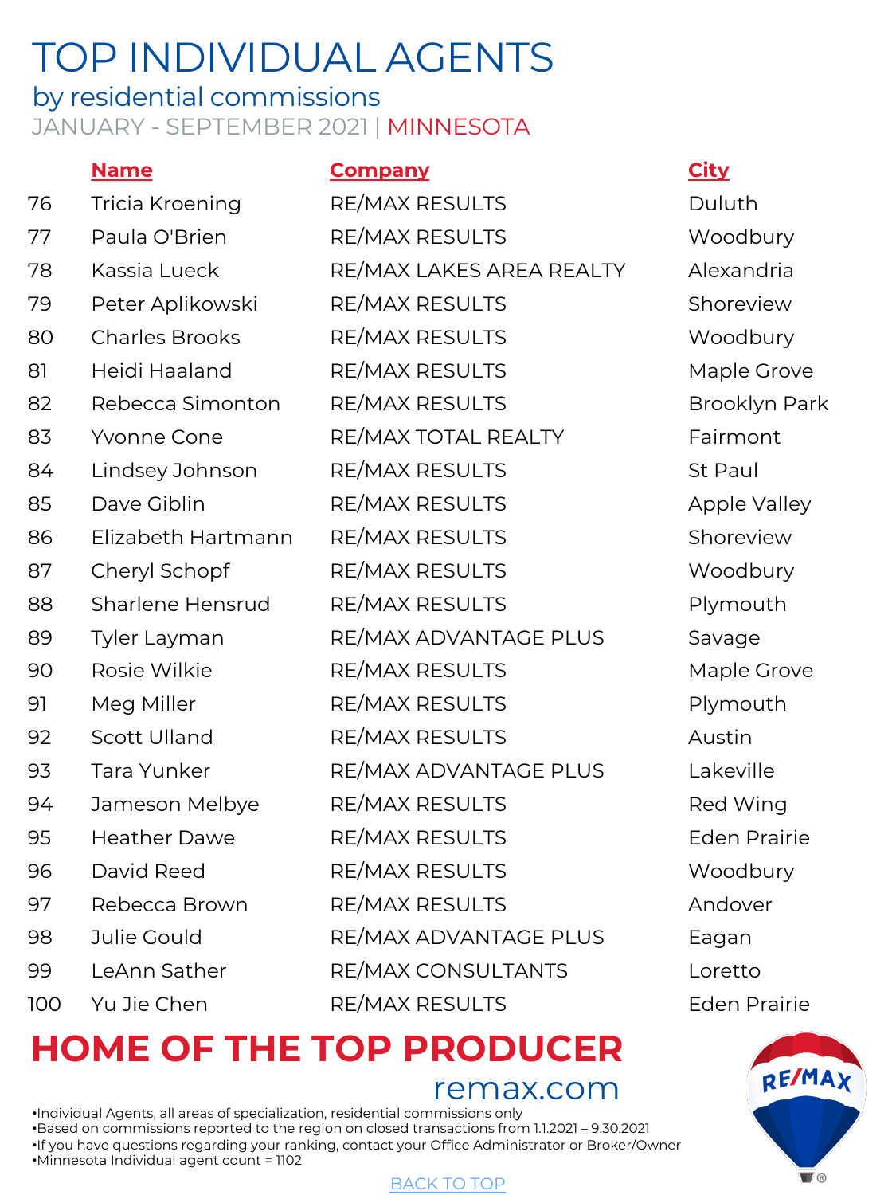# TOP INDIVIDUAL AGENTS

## by residential commissions

JANUARY - SEPTEMBER 2021 | MINNESOTA

| | Name | Company | City |
|---|---|---|---|
| 76 | Tricia Kroening | RE/MAX RESULTS | Duluth |
| 77 | Paula O'Brien | RE/MAX RESULTS | Woodbury |
| 78 | Kassia Lueck | RE/MAX LAKES AREA REALTY | Alexandria |
| 79 | Peter Aplikowski | RE/MAX RESULTS | Shoreview |
| 80 | Charles Brooks | RE/MAX RESULTS | Woodbury |
| 81 | Heidi Haaland | RE/MAX RESULTS | Maple Grove |
| 82 | Rebecca Simonton | RE/MAX RESULTS | Brooklyn Park |
| 83 | Yvonne Cone | RE/MAX TOTAL REALTY | Fairmont |
| 84 | Lindsey Johnson | RE/MAX RESULTS | St Paul |
| 85 | Dave Giblin | RE/MAX RESULTS | Apple Valley |
| 86 | Elizabeth Hartmann | RE/MAX RESULTS | Shoreview |
| 87 | Cheryl Schopf | RE/MAX RESULTS | Woodbury |
| 88 | Sharlene Hensrud | RE/MAX RESULTS | Plymouth |
| 89 | Tyler Layman | RE/MAX ADVANTAGE PLUS | Savage |
| 90 | Rosie Wilkie | RE/MAX RESULTS | Maple Grove |
| 91 | Meg Miller | RE/MAX RESULTS | Plymouth |
| 92 | Scott Ulland | RE/MAX RESULTS | Austin |
| 93 | Tara Yunker | RE/MAX ADVANTAGE PLUS | Lakeville |
| 94 | Jameson Melbye | RE/MAX RESULTS | Red Wing |
| 95 | Heather Dawe | RE/MAX RESULTS | Eden Prairie |
| 96 | David Reed | RE/MAX RESULTS | Woodbury |
| 97 | Rebecca Brown | RE/MAX RESULTS | Andover |
| 98 | Julie Gould | RE/MAX ADVANTAGE PLUS | Eagan |
| 99 | LeAnn Sather | RE/MAX CONSULTANTS | Loretto |
| 100 | Yu Jie Chen | RE/MAX RESULTS | Eden Prairie |

**HOME OF THE TOP PRODUCER**

remax.com

- Individual Agents, all areas of specialization, residential commissions only
- Based on commissions reported to the region on closed transactions from 1.1.2021 – 9.30.2021
- If you have questions regarding your ranking, contact your Office Administrator or Broker/Owner
- Minnesota Individual agent count = 1102

BACK TO TOP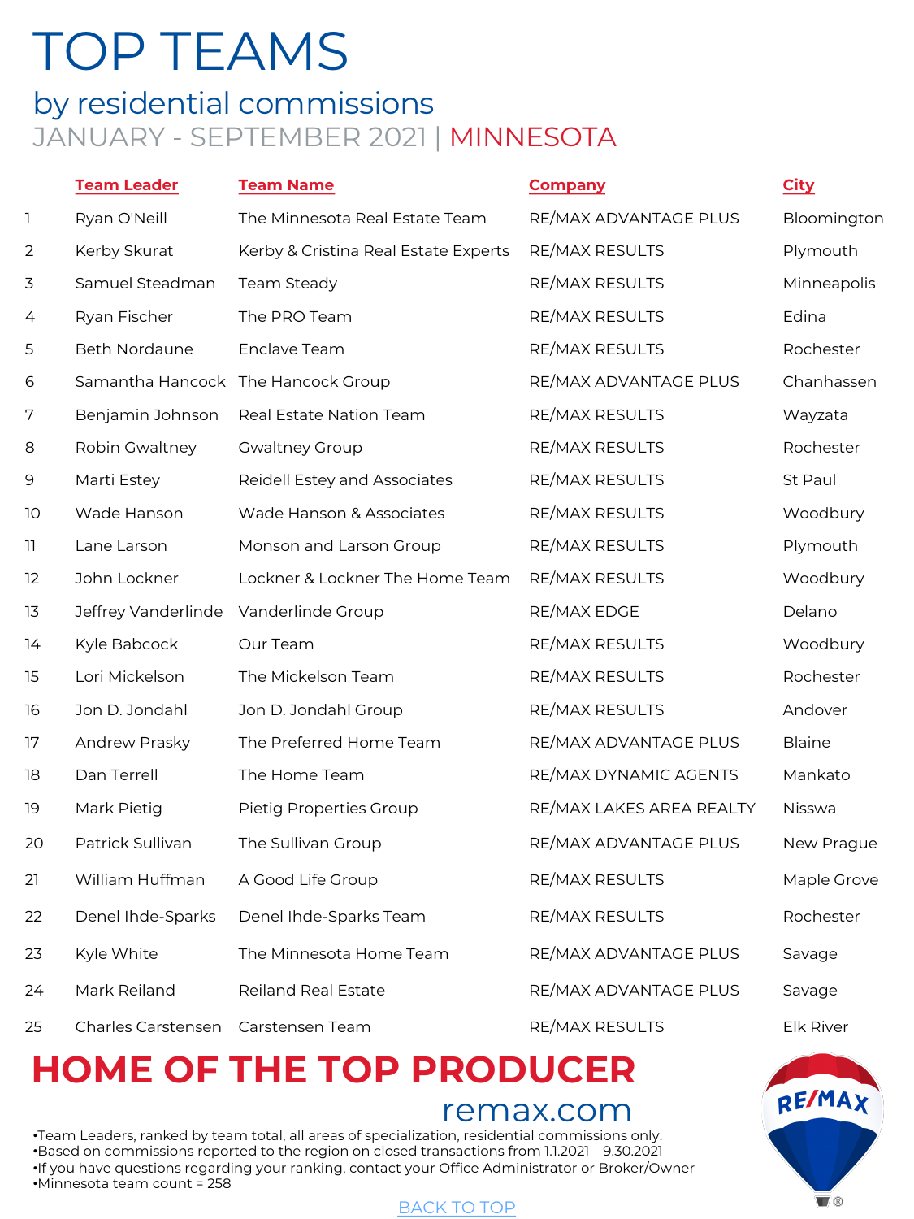# TOP TEAMS

## by residential commissions

### JANUARY - SEPTEMBER 2021 | MINNESOTA

| | Team Leader | Team Name | Company | City |
|---|---|---|---|---|
| 1 | Ryan O'Neill | The Minnesota Real Estate Team | RE/MAX ADVANTAGE PLUS | Bloomington |
| 2 | Kerby Skurat | Kerby & Cristina Real Estate Experts | RE/MAX RESULTS | Plymouth |
| 3 | Samuel Steadman | Team Steady | RE/MAX RESULTS | Minneapolis |
| 4 | Ryan Fischer | The PRO Team | RE/MAX RESULTS | Edina |
| 5 | Beth Nordaune | Enclave Team | RE/MAX RESULTS | Rochester |
| 6 | Samantha Hancock | The Hancock Group | RE/MAX ADVANTAGE PLUS | Chanhassen |
| 7 | Benjamin Johnson | Real Estate Nation Team | RE/MAX RESULTS | Wayzata |
| 8 | Robin Gwaltney | Gwaltney Group | RE/MAX RESULTS | Rochester |
| 9 | Marti Estey | Reidell Estey and Associates | RE/MAX RESULTS | St Paul |
| 10 | Wade Hanson | Wade Hanson & Associates | RE/MAX RESULTS | Woodbury |
| 11 | Lane Larson | Monson and Larson Group | RE/MAX RESULTS | Plymouth |
| 12 | John Lockner | Lockner & Lockner The Home Team | RE/MAX RESULTS | Woodbury |
| 13 | Jeffrey Vanderlinde | Vanderlinde Group | RE/MAX EDGE | Delano |
| 14 | Kyle Babcock | Our Team | RE/MAX RESULTS | Woodbury |
| 15 | Lori Mickelson | The Mickelson Team | RE/MAX RESULTS | Rochester |
| 16 | Jon D. Jondahl | Jon D. Jondahl Group | RE/MAX RESULTS | Andover |
| 17 | Andrew Prasky | The Preferred Home Team | RE/MAX ADVANTAGE PLUS | Blaine |
| 18 | Dan Terrell | The Home Team | RE/MAX DYNAMIC AGENTS | Mankato |
| 19 | Mark Pietig | Pietig Properties Group | RE/MAX LAKES AREA REALTY | Nisswa |
| 20 | Patrick Sullivan | The Sullivan Group | RE/MAX ADVANTAGE PLUS | New Prague |
| 21 | William Huffman | A Good Life Group | RE/MAX RESULTS | Maple Grove |
| 22 | Denel Ihde-Sparks | Denel Ihde-Sparks Team | RE/MAX RESULTS | Rochester |
| 23 | Kyle White | The Minnesota Home Team | RE/MAX ADVANTAGE PLUS | Savage |
| 24 | Mark Reiland | Reiland Real Estate | RE/MAX ADVANTAGE PLUS | Savage |
| 25 | Charles Carstensen | Carstensen Team | RE/MAX RESULTS | Elk River |

## HOME OF THE TOP PRODUCER

remax.com

- Team Leaders, ranked by team total, all areas of specialization, residential commissions only.
- Based on commissions reported to the region on closed transactions from 1.1.2021 – 9.30.2021
- If you have questions regarding your ranking, contact your Office Administrator or Broker/Owner
- Minnesota team count = 258

BACK TO TOP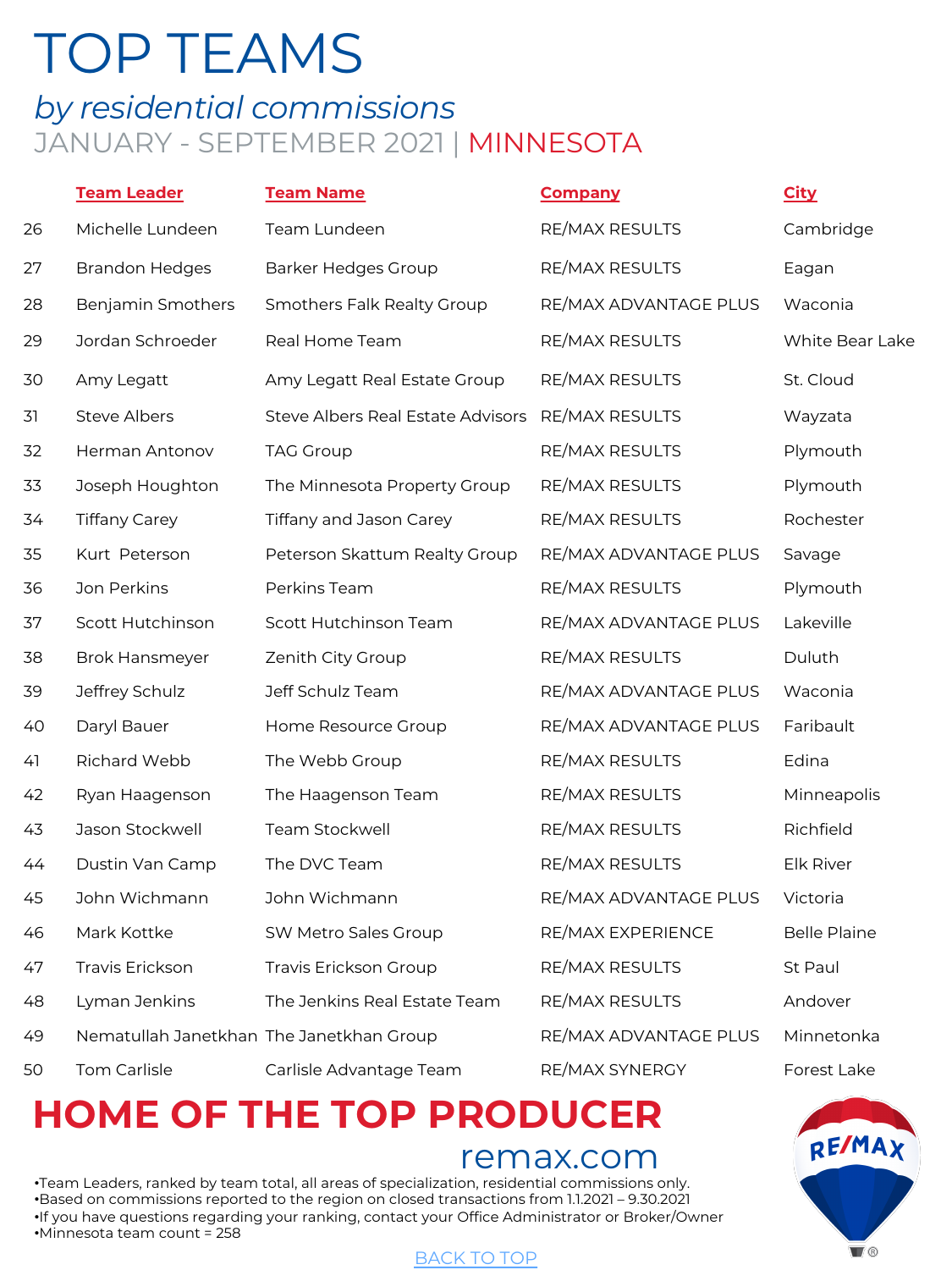# TOP TEAMS

## *by residential commissions*

### JANUARY - SEPTEMBER 2021 | MINNESOTA

| | Team Leader | Team Name | Company | City |
|---|---|---|---|---|
| 26 | Michelle Lundeen | Team Lundeen | RE/MAX RESULTS | Cambridge |
| 27 | Brandon Hedges | Barker Hedges Group | RE/MAX RESULTS | Eagan |
| 28 | Benjamin Smothers | Smothers Falk Realty Group | RE/MAX ADVANTAGE PLUS | Waconia |
| 29 | Jordan Schroeder | Real Home Team | RE/MAX RESULTS | White Bear Lake |
| 30 | Amy Legatt | Amy Legatt Real Estate Group | RE/MAX RESULTS | St. Cloud |
| 31 | Steve Albers | Steve Albers Real Estate Advisors | RE/MAX RESULTS | Wayzata |
| 32 | Herman Antonov | TAG Group | RE/MAX RESULTS | Plymouth |
| 33 | Joseph Houghton | The Minnesota Property Group | RE/MAX RESULTS | Plymouth |
| 34 | Tiffany Carey | Tiffany and Jason Carey | RE/MAX RESULTS | Rochester |
| 35 | Kurt Peterson | Peterson Skattum Realty Group | RE/MAX ADVANTAGE PLUS | Savage |
| 36 | Jon Perkins | Perkins Team | RE/MAX RESULTS | Plymouth |
| 37 | Scott Hutchinson | Scott Hutchinson Team | RE/MAX ADVANTAGE PLUS | Lakeville |
| 38 | Brok Hansmeyer | Zenith City Group | RE/MAX RESULTS | Duluth |
| 39 | Jeffrey Schulz | Jeff Schulz Team | RE/MAX ADVANTAGE PLUS | Waconia |
| 40 | Daryl Bauer | Home Resource Group | RE/MAX ADVANTAGE PLUS | Faribault |
| 41 | Richard Webb | The Webb Group | RE/MAX RESULTS | Edina |
| 42 | Ryan Haagenson | The Haagenson Team | RE/MAX RESULTS | Minneapolis |
| 43 | Jason Stockwell | Team Stockwell | RE/MAX RESULTS | Richfield |
| 44 | Dustin Van Camp | The DVC Team | RE/MAX RESULTS | Elk River |
| 45 | John Wichmann | John Wichmann | RE/MAX ADVANTAGE PLUS | Victoria |
| 46 | Mark Kottke | SW Metro Sales Group | RE/MAX EXPERIENCE | Belle Plaine |
| 47 | Travis Erickson | Travis Erickson Group | RE/MAX RESULTS | St Paul |
| 48 | Lyman Jenkins | The Jenkins Real Estate Team | RE/MAX RESULTS | Andover |
| 49 | Nematullah Janetkhan | The Janetkhan Group | RE/MAX ADVANTAGE PLUS | Minnetonka |
| 50 | Tom Carlisle | Carlisle Advantage Team | RE/MAX SYNERGY | Forest Lake |

**HOME OF THE TOP PRODUCER**

remax.com

- Team Leaders, ranked by team total, all areas of specialization, residential commissions only.
- Based on commissions reported to the region on closed transactions from 1.1.2021 – 9.30.2021
- If you have questions regarding your ranking, contact your Office Administrator or Broker/Owner
- Minnesota team count = 258

BACK TO TOP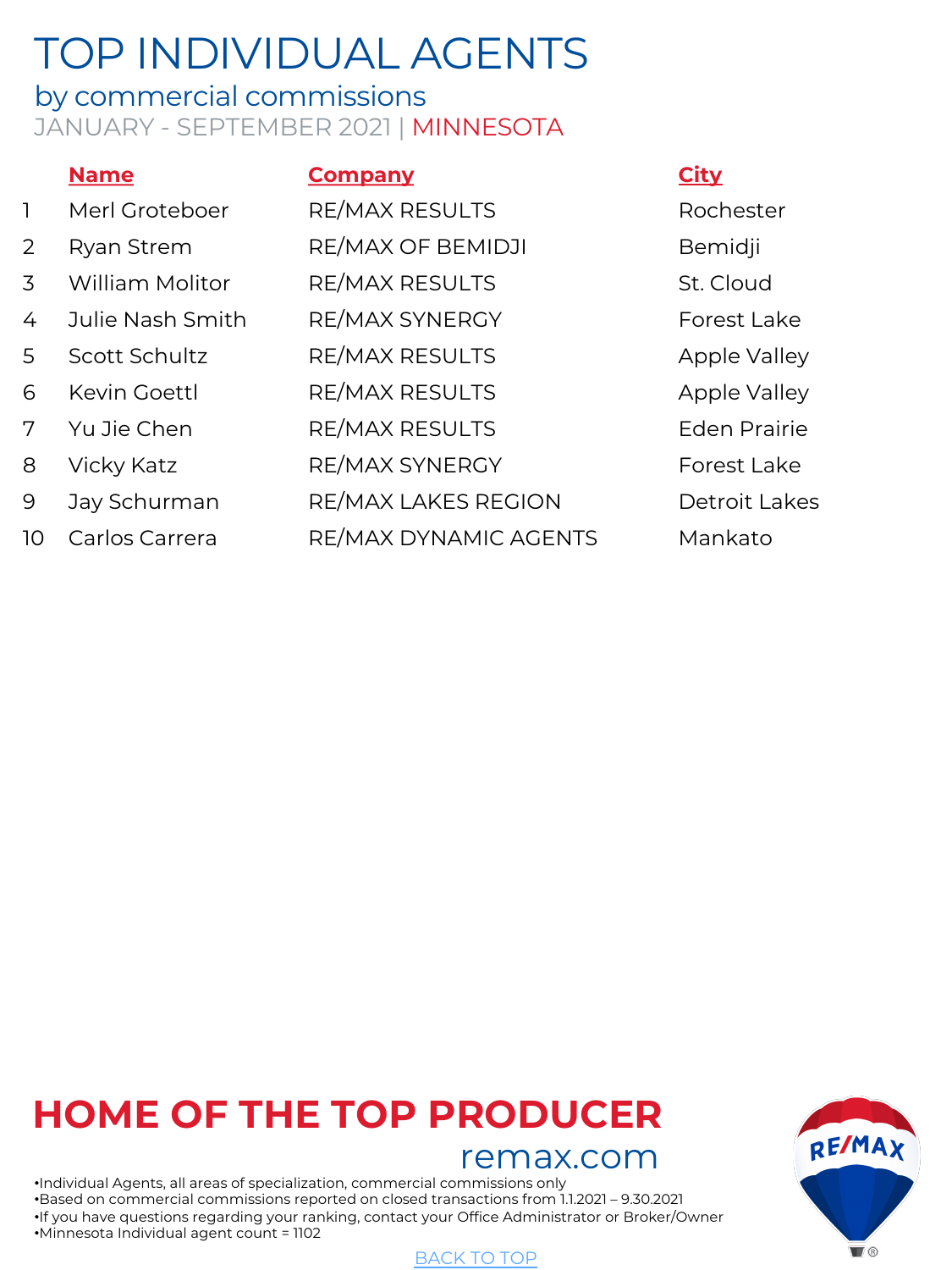# TOP INDIVIDUAL AGENTS

## by commercial commissions

JANUARY - SEPTEMBER 2021 | MINNESOTA

| | Name | Company | City |
|---|---|---|---|
| 1 | Merl Groteboer | RE/MAX RESULTS | Rochester |
| 2 | Ryan Strem | RE/MAX OF BEMIDJI | Bemidji |
| 3 | William Molitor | RE/MAX RESULTS | St. Cloud |
| 4 | Julie Nash Smith | RE/MAX SYNERGY | Forest Lake |
| 5 | Scott Schultz | RE/MAX RESULTS | Apple Valley |
| 6 | Kevin Goettl | RE/MAX RESULTS | Apple Valley |
| 7 | Yu Jie Chen | RE/MAX RESULTS | Eden Prairie |
| 8 | Vicky Katz | RE/MAX SYNERGY | Forest Lake |
| 9 | Jay Schurman | RE/MAX LAKES REGION | Detroit Lakes |
| 10 | Carlos Carrera | RE/MAX DYNAMIC AGENTS | Mankato |

**HOME OF THE TOP PRODUCER**

remax.com

- Individual Agents, all areas of specialization, commercial commissions only
- Based on commercial commissions reported on closed transactions from 1.1.2021 – 9.30.2021
- If you have questions regarding your ranking, contact your Office Administrator or Broker/Owner
- Minnesota Individual agent count = 1102

BACK TO TOP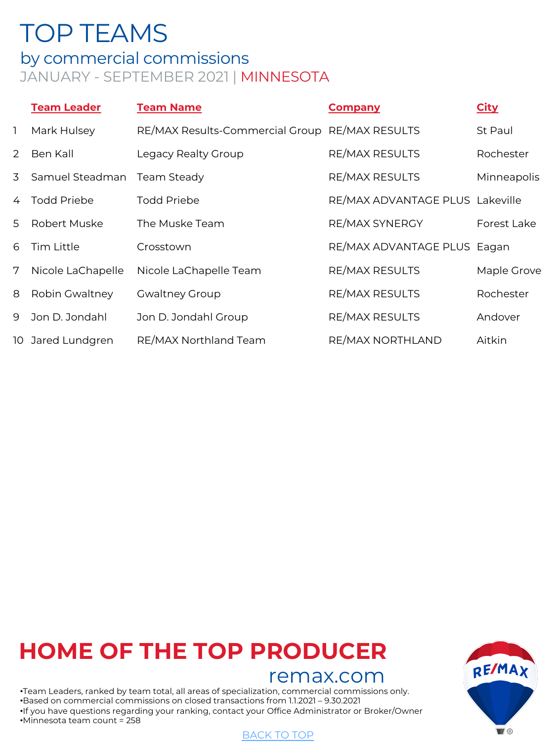# TOP TEAMS

## by commercial commissions

JANUARY - SEPTEMBER 2021 | MINNESOTA

| | Team Leader | Team Name | Company | City |
|---|---|---|---|---|
| 1 | Mark Hulsey | RE/MAX Results-Commercial Group | RE/MAX RESULTS | St Paul |
| 2 | Ben Kall | Legacy Realty Group | RE/MAX RESULTS | Rochester |
| 3 | Samuel Steadman | Team Steady | RE/MAX RESULTS | Minneapolis |
| 4 | Todd Priebe | Todd Priebe | RE/MAX ADVANTAGE PLUS | Lakeville |
| 5 | Robert Muske | The Muske Team | RE/MAX SYNERGY | Forest Lake |
| 6 | Tim Little | Crosstown | RE/MAX ADVANTAGE PLUS | Eagan |
| 7 | Nicole LaChapelle | Nicole LaChapelle Team | RE/MAX RESULTS | Maple Grove |
| 8 | Robin Gwaltney | Gwaltney Group | RE/MAX RESULTS | Rochester |
| 9 | Jon D. Jondahl | Jon D. Jondahl Group | RE/MAX RESULTS | Andover |
| 10 | Jared Lundgren | RE/MAX Northland Team | RE/MAX NORTHLAND | Aitkin |

**HOME OF THE TOP PRODUCER**

remax.com

- Team Leaders, ranked by team total, all areas of specialization, commercial commissions only.
- Based on commercial commissions on closed transactions from 1.1.2021 – 9.30.2021
- If you have questions regarding your ranking, contact your Office Administrator or Broker/Owner
- Minnesota team count = 258

BACK TO TOP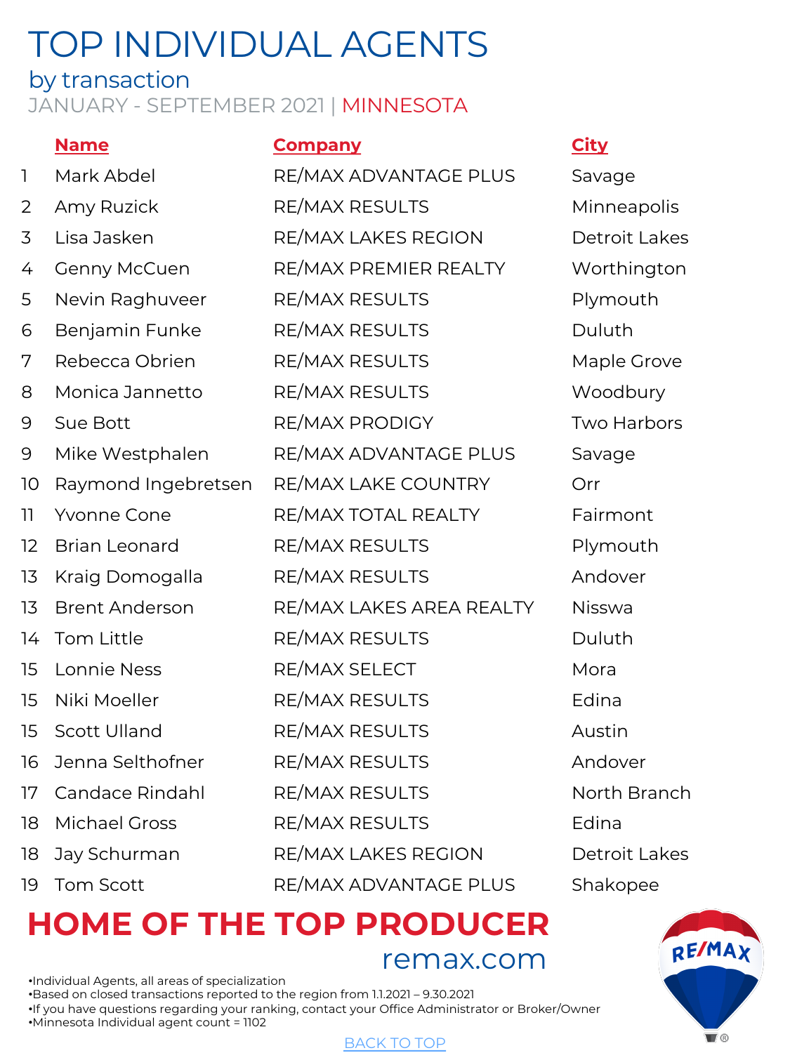# TOP INDIVIDUAL AGENTS

## by transaction

JANUARY - SEPTEMBER 2021 | MINNESOTA

| | Name | Company | City |
|---|---|---|---|
| 1 | Mark Abdel | RE/MAX ADVANTAGE PLUS | Savage |
| 2 | Amy Ruzick | RE/MAX RESULTS | Minneapolis |
| 3 | Lisa Jasken | RE/MAX LAKES REGION | Detroit Lakes |
| 4 | Genny McCuen | RE/MAX PREMIER REALTY | Worthington |
| 5 | Nevin Raghuveer | RE/MAX RESULTS | Plymouth |
| 6 | Benjamin Funke | RE/MAX RESULTS | Duluth |
| 7 | Rebecca Obrien | RE/MAX RESULTS | Maple Grove |
| 8 | Monica Jannetto | RE/MAX RESULTS | Woodbury |
| 9 | Sue Bott | RE/MAX PRODIGY | Two Harbors |
| 9 | Mike Westphalen | RE/MAX ADVANTAGE PLUS | Savage |
| 10 | Raymond Ingebretsen | RE/MAX LAKE COUNTRY | Orr |
| 11 | Yvonne Cone | RE/MAX TOTAL REALTY | Fairmont |
| 12 | Brian Leonard | RE/MAX RESULTS | Plymouth |
| 13 | Kraig Domogalla | RE/MAX RESULTS | Andover |
| 13 | Brent Anderson | RE/MAX LAKES AREA REALTY | Nisswa |
| 14 | Tom Little | RE/MAX RESULTS | Duluth |
| 15 | Lonnie Ness | RE/MAX SELECT | Mora |
| 15 | Niki Moeller | RE/MAX RESULTS | Edina |
| 15 | Scott Ulland | RE/MAX RESULTS | Austin |
| 16 | Jenna Selthofner | RE/MAX RESULTS | Andover |
| 17 | Candace Rindahl | RE/MAX RESULTS | North Branch |
| 18 | Michael Gross | RE/MAX RESULTS | Edina |
| 18 | Jay Schurman | RE/MAX LAKES REGION | Detroit Lakes |
| 19 | Tom Scott | RE/MAX ADVANTAGE PLUS | Shakopee |

**HOME OF THE TOP PRODUCER**

remax.com

- Individual Agents, all areas of specialization
- Based on closed transactions reported to the region from 1.1.2021 – 9.30.2021
- If you have questions regarding your ranking, contact your Office Administrator or Broker/Owner
- Minnesota Individual agent count = 1102

BACK TO TOP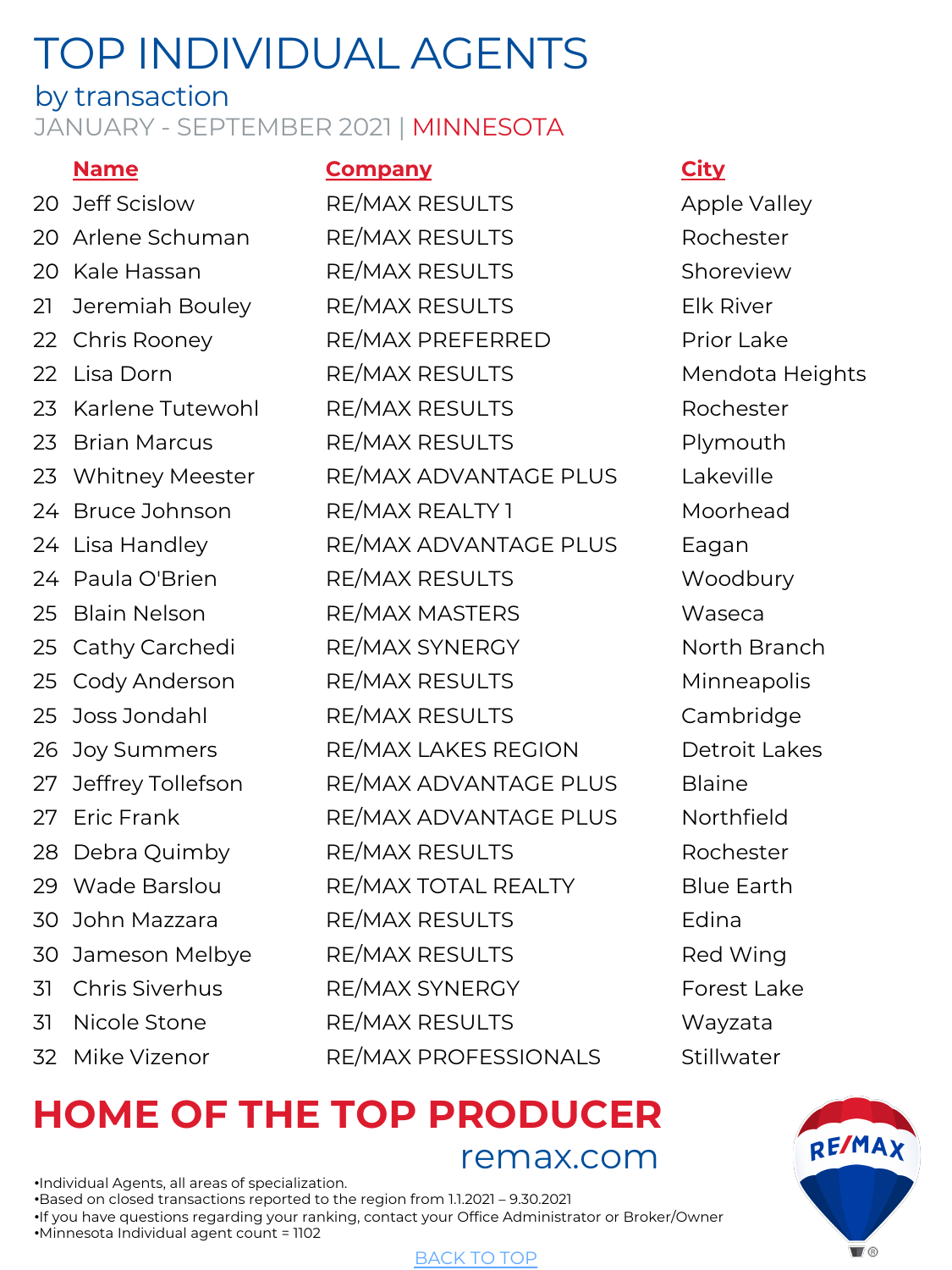# TOP INDIVIDUAL AGENTS

## by transaction

JANUARY - SEPTEMBER 2021 | MINNESOTA

| | Name | Company | City |
|---|---|---|---|
| 20 | Jeff Scislow | RE/MAX RESULTS | Apple Valley |
| 20 | Arlene Schuman | RE/MAX RESULTS | Rochester |
| 20 | Kale Hassan | RE/MAX RESULTS | Shoreview |
| 21 | Jeremiah Bouley | RE/MAX RESULTS | Elk River |
| 22 | Chris Rooney | RE/MAX PREFERRED | Prior Lake |
| 22 | Lisa Dorn | RE/MAX RESULTS | Mendota Heights |
| 23 | Karlene Tutewohl | RE/MAX RESULTS | Rochester |
| 23 | Brian Marcus | RE/MAX RESULTS | Plymouth |
| 23 | Whitney Meester | RE/MAX ADVANTAGE PLUS | Lakeville |
| 24 | Bruce Johnson | RE/MAX REALTY 1 | Moorhead |
| 24 | Lisa Handley | RE/MAX ADVANTAGE PLUS | Eagan |
| 24 | Paula O'Brien | RE/MAX RESULTS | Woodbury |
| 25 | Blain Nelson | RE/MAX MASTERS | Waseca |
| 25 | Cathy Carchedi | RE/MAX SYNERGY | North Branch |
| 25 | Cody Anderson | RE/MAX RESULTS | Minneapolis |
| 25 | Joss Jondahl | RE/MAX RESULTS | Cambridge |
| 26 | Joy Summers | RE/MAX LAKES REGION | Detroit Lakes |
| 27 | Jeffrey Tollefson | RE/MAX ADVANTAGE PLUS | Blaine |
| 27 | Eric Frank | RE/MAX ADVANTAGE PLUS | Northfield |
| 28 | Debra Quimby | RE/MAX RESULTS | Rochester |
| 29 | Wade Barslou | RE/MAX TOTAL REALTY | Blue Earth |
| 30 | John Mazzara | RE/MAX RESULTS | Edina |
| 30 | Jameson Melbye | RE/MAX RESULTS | Red Wing |
| 31 | Chris Siverhus | RE/MAX SYNERGY | Forest Lake |
| 31 | Nicole Stone | RE/MAX RESULTS | Wayzata |
| 32 | Mike Vizenor | RE/MAX PROFESSIONALS | Stillwater |

**HOME OF THE TOP PRODUCER**

remax.com

- Individual Agents, all areas of specialization.
- Based on closed transactions reported to the region from 1.1.2021 – 9.30.2021
- If you have questions regarding your ranking, contact your Office Administrator or Broker/Owner
- Minnesota Individual agent count = 1102

BACK TO TOP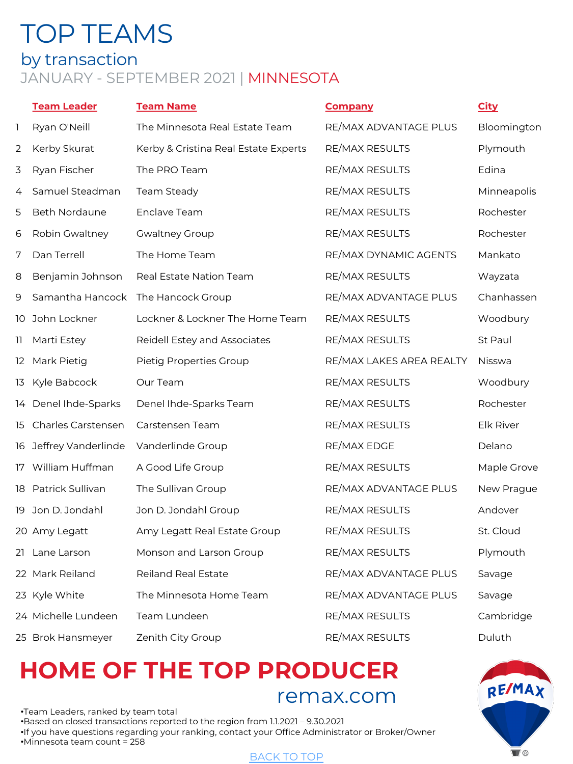# TOP TEAMS

## by transaction

JANUARY - SEPTEMBER 2021 | MINNESOTA

| | Team Leader | Team Name | Company | City |
|---|---|---|---|---|
| 1 | Ryan O'Neill | The Minnesota Real Estate Team | RE/MAX ADVANTAGE PLUS | Bloomington |
| 2 | Kerby Skurat | Kerby & Cristina Real Estate Experts | RE/MAX RESULTS | Plymouth |
| 3 | Ryan Fischer | The PRO Team | RE/MAX RESULTS | Edina |
| 4 | Samuel Steadman | Team Steady | RE/MAX RESULTS | Minneapolis |
| 5 | Beth Nordaune | Enclave Team | RE/MAX RESULTS | Rochester |
| 6 | Robin Gwaltney | Gwaltney Group | RE/MAX RESULTS | Rochester |
| 7 | Dan Terrell | The Home Team | RE/MAX DYNAMIC AGENTS | Mankato |
| 8 | Benjamin Johnson | Real Estate Nation Team | RE/MAX RESULTS | Wayzata |
| 9 | Samantha Hancock | The Hancock Group | RE/MAX ADVANTAGE PLUS | Chanhassen |
| 10 | John Lockner | Lockner & Lockner The Home Team | RE/MAX RESULTS | Woodbury |
| 11 | Marti Estey | Reidell Estey and Associates | RE/MAX RESULTS | St Paul |
| 12 | Mark Pietig | Pietig Properties Group | RE/MAX LAKES AREA REALTY | Nisswa |
| 13 | Kyle Babcock | Our Team | RE/MAX RESULTS | Woodbury |
| 14 | Denel Ihde-Sparks | Denel Ihde-Sparks Team | RE/MAX RESULTS | Rochester |
| 15 | Charles Carstensen | Carstensen Team | RE/MAX RESULTS | Elk River |
| 16 | Jeffrey Vanderlinde | Vanderlinde Group | RE/MAX EDGE | Delano |
| 17 | William Huffman | A Good Life Group | RE/MAX RESULTS | Maple Grove |
| 18 | Patrick Sullivan | The Sullivan Group | RE/MAX ADVANTAGE PLUS | New Prague |
| 19 | Jon D. Jondahl | Jon D. Jondahl Group | RE/MAX RESULTS | Andover |
| 20 | Amy Legatt | Amy Legatt Real Estate Group | RE/MAX RESULTS | St. Cloud |
| 21 | Lane Larson | Monson and Larson Group | RE/MAX RESULTS | Plymouth |
| 22 | Mark Reiland | Reiland Real Estate | RE/MAX ADVANTAGE PLUS | Savage |
| 23 | Kyle White | The Minnesota Home Team | RE/MAX ADVANTAGE PLUS | Savage |
| 24 | Michelle Lundeen | Team Lundeen | RE/MAX RESULTS | Cambridge |
| 25 | Brok Hansmeyer | Zenith City Group | RE/MAX RESULTS | Duluth |

**HOME OF THE TOP PRODUCER**

remax.com

- Team Leaders, ranked by team total
- Based on closed transactions reported to the region from 1.1.2021 – 9.30.2021
- If you have questions regarding your ranking, contact your Office Administrator or Broker/Owner
- Minnesota team count = 258

BACK TO TOP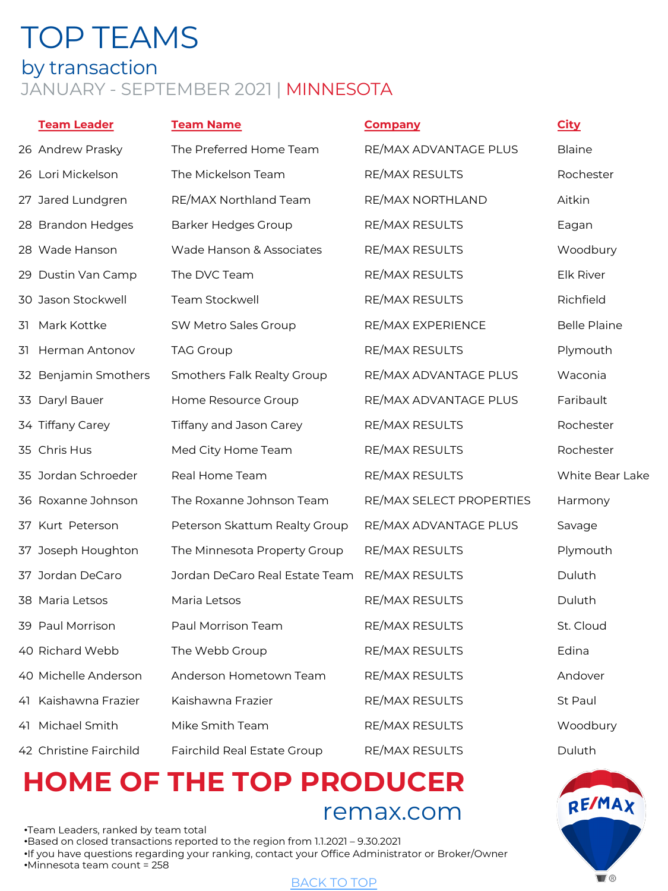# TOP TEAMS

## by transaction

### JANUARY - SEPTEMBER 2021 | MINNESOTA

| | Team Leader | Team Name | Company | City |
|---|---|---|---|---|
| 26 | Andrew Prasky | The Preferred Home Team | RE/MAX ADVANTAGE PLUS | Blaine |
| 26 | Lori Mickelson | The Mickelson Team | RE/MAX RESULTS | Rochester |
| 27 | Jared Lundgren | RE/MAX Northland Team | RE/MAX NORTHLAND | Aitkin |
| 28 | Brandon Hedges | Barker Hedges Group | RE/MAX RESULTS | Eagan |
| 28 | Wade Hanson | Wade Hanson & Associates | RE/MAX RESULTS | Woodbury |
| 29 | Dustin Van Camp | The DVC Team | RE/MAX RESULTS | Elk River |
| 30 | Jason Stockwell | Team Stockwell | RE/MAX RESULTS | Richfield |
| 31 | Mark Kottke | SW Metro Sales Group | RE/MAX EXPERIENCE | Belle Plaine |
| 31 | Herman Antonov | TAG Group | RE/MAX RESULTS | Plymouth |
| 32 | Benjamin Smothers | Smothers Falk Realty Group | RE/MAX ADVANTAGE PLUS | Waconia |
| 33 | Daryl Bauer | Home Resource Group | RE/MAX ADVANTAGE PLUS | Faribault |
| 34 | Tiffany Carey | Tiffany and Jason Carey | RE/MAX RESULTS | Rochester |
| 35 | Chris Hus | Med City Home Team | RE/MAX RESULTS | Rochester |
| 35 | Jordan Schroeder | Real Home Team | RE/MAX RESULTS | White Bear Lake |
| 36 | Roxanne Johnson | The Roxanne Johnson Team | RE/MAX SELECT PROPERTIES | Harmony |
| 37 | Kurt Peterson | Peterson Skattum Realty Group | RE/MAX ADVANTAGE PLUS | Savage |
| 37 | Joseph Houghton | The Minnesota Property Group | RE/MAX RESULTS | Plymouth |
| 37 | Jordan DeCaro | Jordan DeCaro Real Estate Team | RE/MAX RESULTS | Duluth |
| 38 | Maria Letsos | Maria Letsos | RE/MAX RESULTS | Duluth |
| 39 | Paul Morrison | Paul Morrison Team | RE/MAX RESULTS | St. Cloud |
| 40 | Richard Webb | The Webb Group | RE/MAX RESULTS | Edina |
| 40 | Michelle Anderson | Anderson Hometown Team | RE/MAX RESULTS | Andover |
| 41 | Kaishawna Frazier | Kaishawna Frazier | RE/MAX RESULTS | St Paul |
| 41 | Michael Smith | Mike Smith Team | RE/MAX RESULTS | Woodbury |
| 42 | Christine Fairchild | Fairchild Real Estate Group | RE/MAX RESULTS | Duluth |

**HOME OF THE TOP PRODUCER**

remax.com

- Team Leaders, ranked by team total
- Based on closed transactions reported to the region from 1.1.2021 – 9.30.2021
- If you have questions regarding your ranking, contact your Office Administrator or Broker/Owner
- Minnesota team count = 258

BACK TO TOP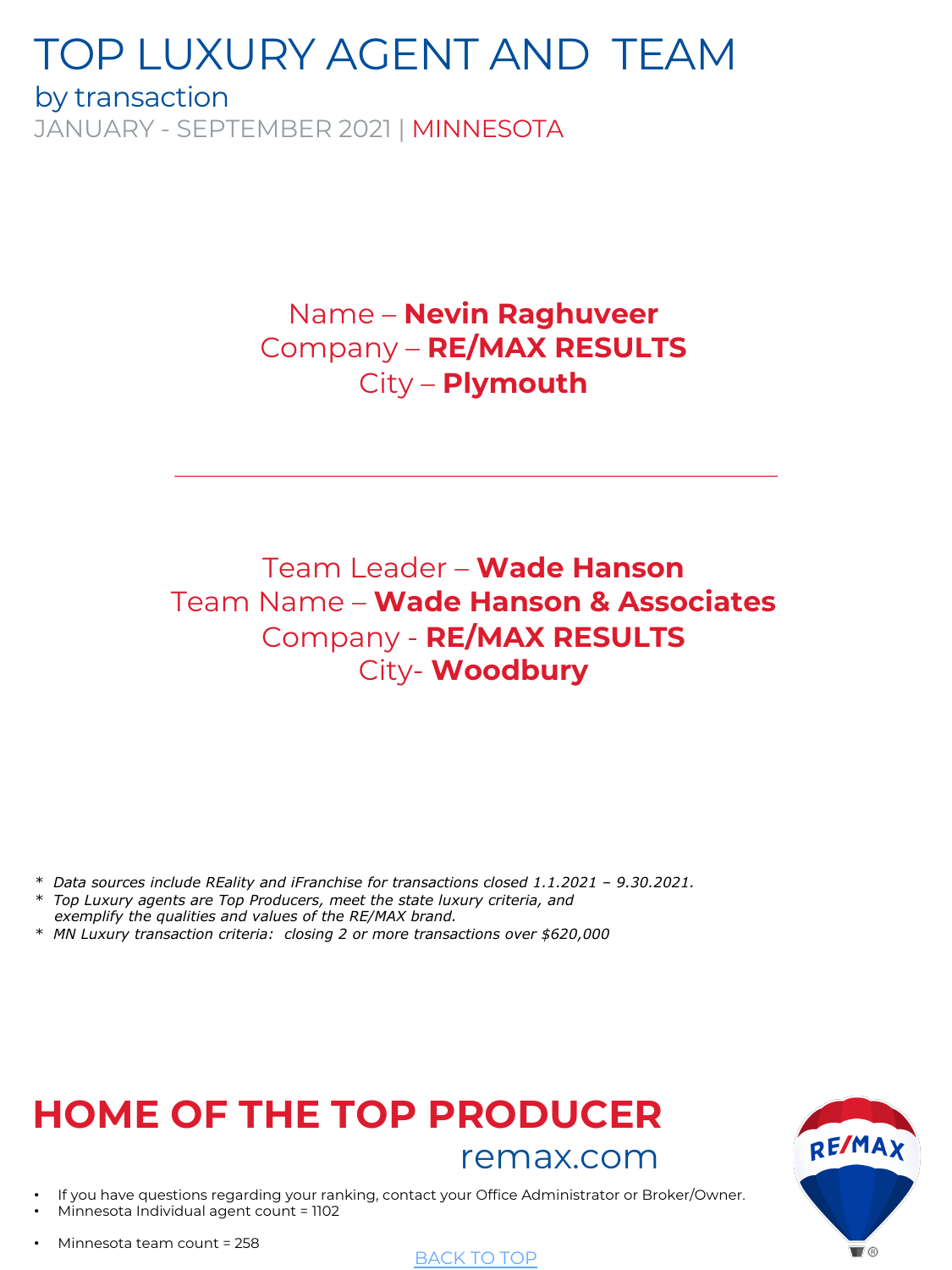# TOP LUXURY AGENT AND TEAM

## by transaction

JANUARY - SEPTEMBER 2021 | MINNESOTA

Name – **Nevin Raghuveer**
Company – **RE/MAX RESULTS**
City – **Plymouth**

---

Team Leader – **Wade Hanson**
Team Name – **Wade Hanson & Associates**
Company - **RE/MAX RESULTS**
City- **Woodbury**

\* *Data sources include REality and iFranchise for transactions closed 1.1.2021 – 9.30.2021.*
\* *Top Luxury agents are Top Producers, meet the state luxury criteria, and exemplify the qualities and values of the RE/MAX brand.*
\* *MN Luxury transaction criteria: closing 2 or more transactions over $620,000*

**HOME OF THE TOP PRODUCER**

remax.com

- If you have questions regarding your ranking, contact your Office Administrator or Broker/Owner.
- Minnesota Individual agent count = 1102
- Minnesota team count = 258

BACK TO TOP